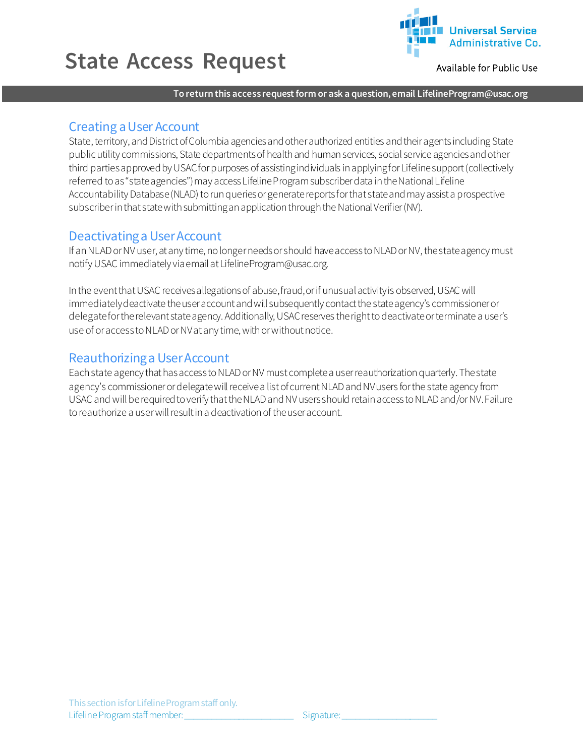# State Access Request

Universal Service Administrative Co.

Available for Public Use

**To return this access request form or ask a question, email LifelineProgram@usac.org**

## Creating a User Account

State, territory, and District of Columbia agencies and other authorized entities and their agents including State public utility commissions, State departments of health and human services, social service agencies and other third parties approved by USAC for purposes of assisting individuals in applying for Lifeline support (collectively referred to as "state agencies") may access Lifeline Program subscriber data in the National Lifeline Accountability Database (NLAD) to run queries or generate reports for that state and may assist a prospective subscriber in that state with submitting an application through the National Verifier (NV).

## Deactivating a User Account

If an NLAD or NV user, at any time, no longer needs or should have access to NLAD or NV, the state agency must notify USAC immediately via email at LifelineProgram@usac.org.

In the event that USAC receives allegations of abuse, fraud, or if unusual activity is observed, USAC will immediately deactivate the user account and will subsequently contact the state agency's commissioner or delegate for the relevant state agency. Additionally, USAC reserves the right to deactivate or terminate a user's use of or access to NLAD or NV at any time, with or without notice.

## Reauthorizing a User Account

Each state agency that has access to NLAD or NV must complete a user reauthorization quarterly. The state agency's commissioner or delegate will receive a list of current NLAD and NV users for the state agency from USAC and will be required to verify that the NLAD and NV users should retain access to NLAD and/or NV. Failure to reauthorize a user will result in a deactivation of the user account.

This section is for Lifeline Program staff only.

Lifeline Program staff member: ________________________ Signature: _____________________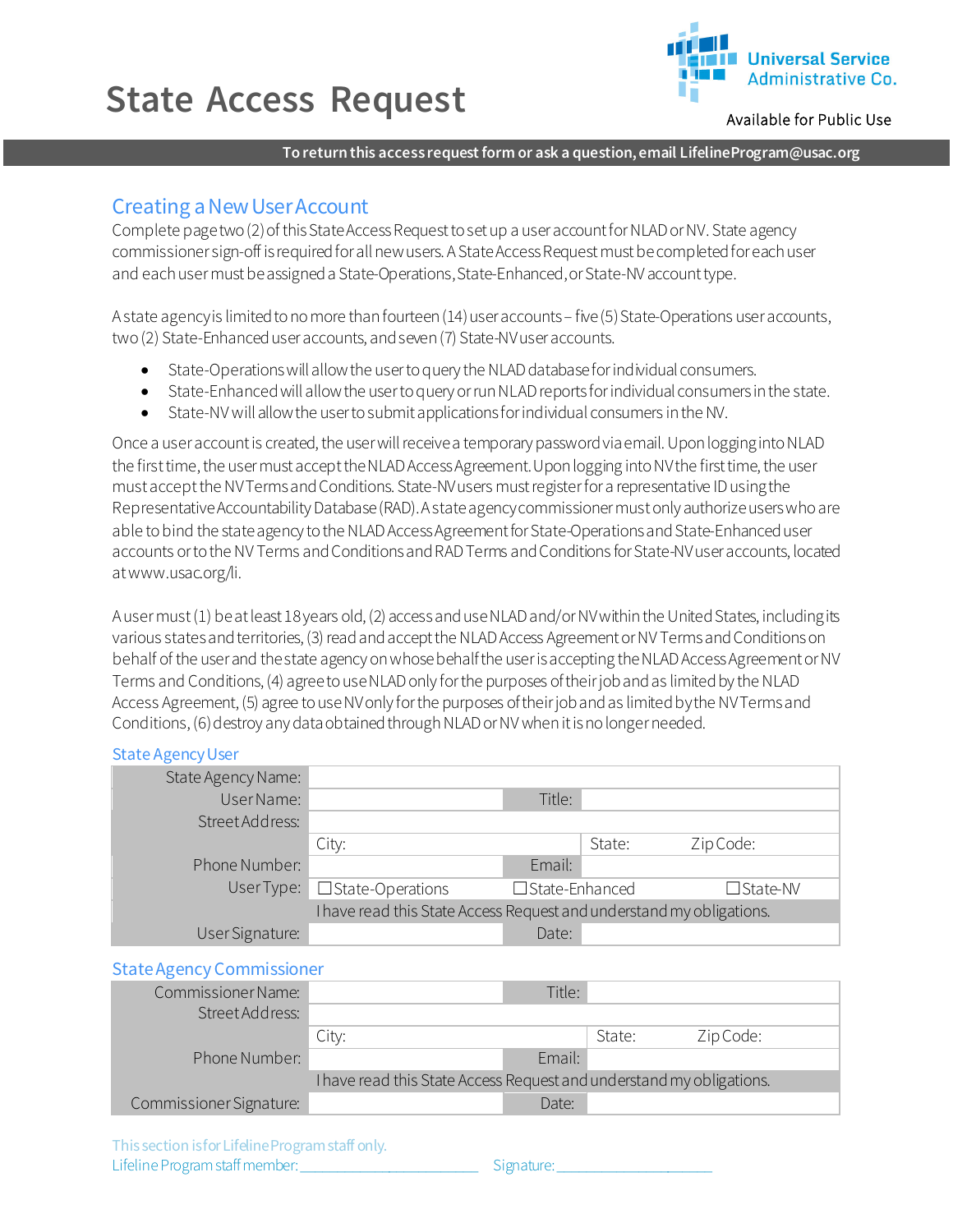# State Access Request

Available for Public Use

**To return this access request form or ask a question, email LifelineProgram@usac.org**

## Creating a New User Account

Complete page two (2) of this State Access Request to set up a user account for NLAD or NV. State agency commissioner sign-off is required for all new users. A State Access Request must be completed for each user and each user must be assigned a State-Operations, State-Enhanced, or State-NV account type.

A state agency is limited to no more than fourteen (14) user accounts – five (5) State-Operations user accounts, two (2) State-Enhanced user accounts, and seven (7) State-NV user accounts.

- State-Operations will allow the user to query the NLAD database for individual consumers.
- State-Enhanced will allow the user to query or run NLAD reports for individual consumers in the state.
- State-NV will allow the user to submit applications for individual consumers in the NV.

Once a user account is created, the user will receive a temporary password via email. Upon logging into NLAD the first time, the user must accept the NLAD Access Agreement. Upon logging into NV the first time, the user must accept the NV Terms and Conditions. State-NV users must register for a representative ID using the Representative Accountability Database (RAD). A state agency commissioner must only authorize users who are able to bind the state agency to the NLAD Access Agreement for State-Operations and State-Enhanced user accounts or to the NV Terms and Conditions and RAD Terms and Conditions for State-NV user accounts, located at www.usac.org/li.

A user must (1) be at least 18 years old, (2) access and use NLAD and/or NV within the United States, including its various states and territories, (3) read and accept the NLAD Access Agreement or NV Terms and Conditions on behalf of the user and the state agency on whose behalf the user is accepting the NLAD Access Agreement or NV Terms and Conditions, (4) agree to use NLAD only for the purposes of their job and as limited by the NLAD Access Agreement, (5) agree to use NV only for the purposes of their job and as limited by the NV Terms and Conditions, (6) destroy any data obtained through NLAD or NV when it is no longer needed.

### State Agency User

| | | | | |
|---|---|---|---|---|
| State Agency Name: | | | | |
| User Name: | | Title: | | |
| Street Address: | | | | |
| | City: | | State: | Zip Code: |
| Phone Number: | | Email: | | |
| User Type: | ☐ State-Operations | ☐ State-Enhanced | | ☐ State-NV |
| | I have read this State Access Request and understand my obligations. | | | |
| User Signature: | | Date: | | |

### State Agency Commissioner

| | | | | |
|---|---|---|---|---|
| Commissioner Name: | | Title: | | |
| Street Address: | | | | |
| | City: | | State: | Zip Code: |
| Phone Number: | | Email: | | |
| | I have read this State Access Request and understand my obligations. | | | |
| Commissioner Signature: | | Date: | | |

This section is for Lifeline Program staff only.

Lifeline Program staff member: ________________________ Signature: _____________________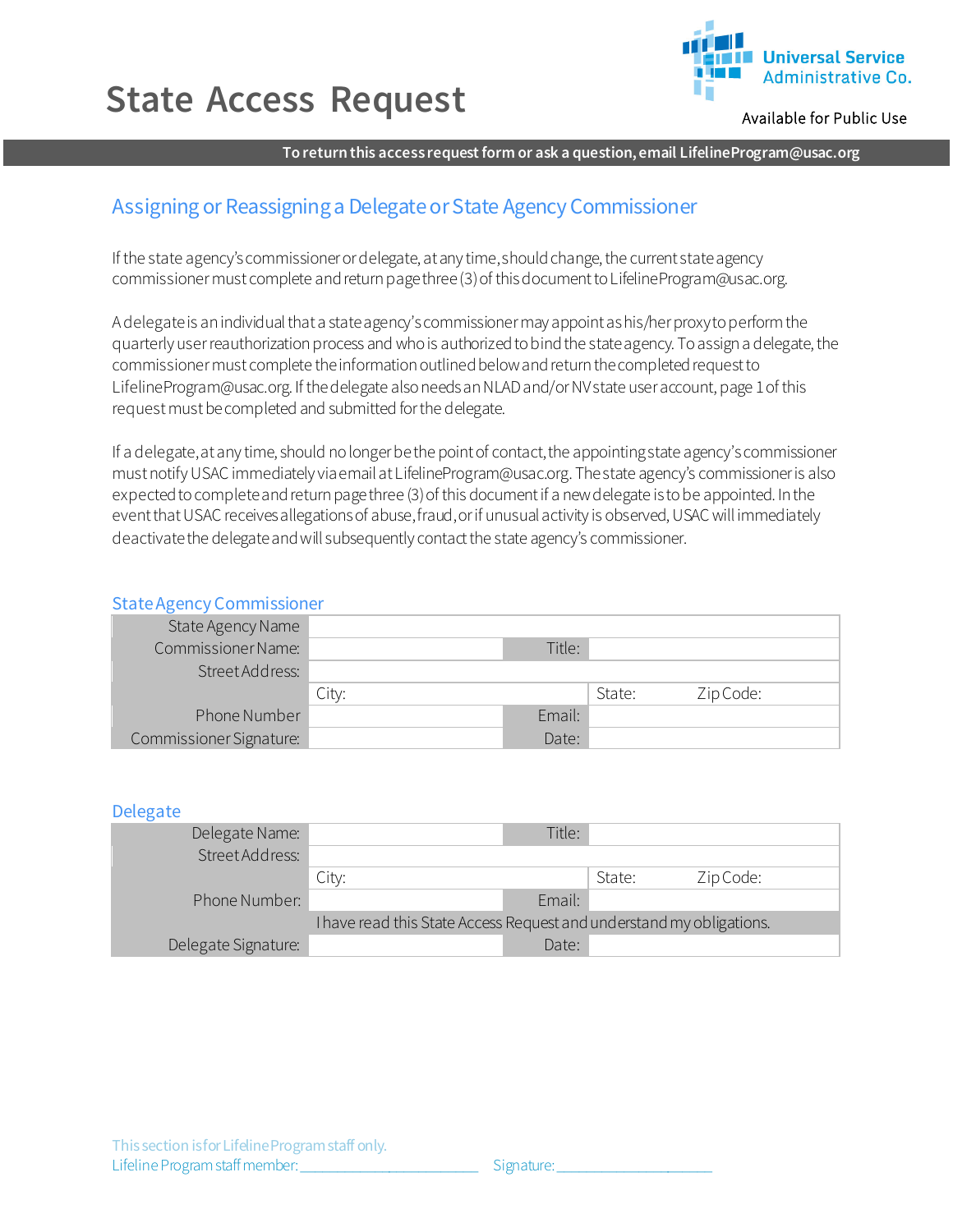# State Access Request

Universal Service Administrative Co.

Available for Public Use

**To return this access request form or ask a question, email LifelineProgram@usac.org**

## Assigning or Reassigning a Delegate or State Agency Commissioner

If the state agency's commissioner or delegate, at any time, should change, the current state agency commissioner must complete and return page three (3) of this document to LifelineProgram@usac.org.

A delegate is an individual that a state agency's commissioner may appoint as his/her proxy to perform the quarterly user reauthorization process and who is authorized to bind the state agency. To assign a delegate, the commissioner must complete the information outlined below and return the completed request to LifelineProgram@usac.org. If the delegate also needs an NLAD and/or NV state user account, page 1 of this request must be completed and submitted for the delegate.

If a delegate, at any time, should no longer be the point of contact, the appointing state agency's commissioner must notify USAC immediately via email at LifelineProgram@usac.org. The state agency's commissioner is also expected to complete and return page three (3) of this document if a new delegate is to be appointed. In the event that USAC receives allegations of abuse, fraud, or if unusual activity is observed, USAC will immediately deactivate the delegate and will subsequently contact the state agency's commissioner.

### State Agency Commissioner

| | | | | |
|---|---|---|---|---|
| State Agency Name | | | | |
| Commissioner Name: | | Title: | | |
| Street Address: | | | | |
| | City: | | State: | Zip Code: |
| Phone Number | | Email: | | |
| Commissioner Signature: | | Date: | | |

### Delegate

| | | | | |
|---|---|---|---|---|
| Delegate Name: | | Title: | | |
| Street Address: | | | | |
| | City: | | State: | Zip Code: |
| Phone Number: | | Email: | | |
| | I have read this State Access Request and understand my obligations. | | | |
| Delegate Signature: | | Date: | | |

This section is for Lifeline Program staff only.

Lifeline Program staff member: ______________________ Signature: ____________________